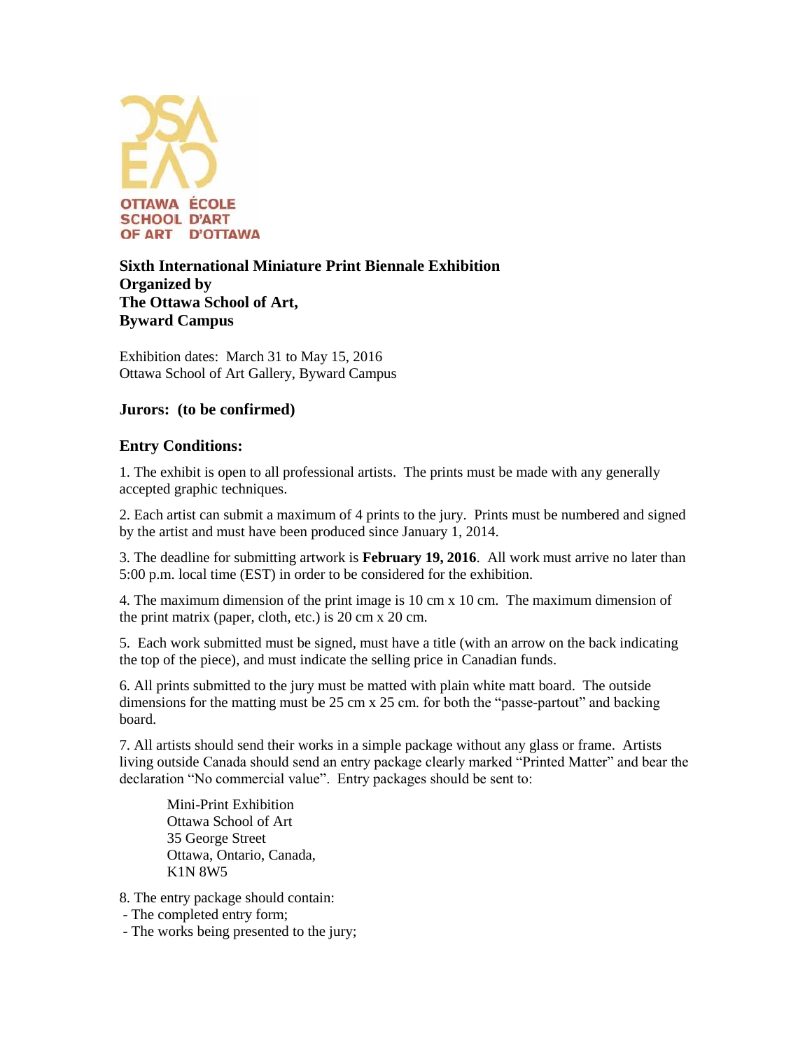OTTAWA SCHOOL OF ART
ÉCOLE D'ART D'OTTAWA

**Sixth International Miniature Print Biennale Exhibition**
**Organized by**
**The Ottawa School of Art,**
**Byward Campus**

Exhibition dates: March 31 to May 15, 2016
Ottawa School of Art Gallery, Byward Campus

### Jurors: (to be confirmed)

### Entry Conditions:

1. The exhibit is open to all professional artists. The prints must be made with any generally accepted graphic techniques.

2. Each artist can submit a maximum of 4 prints to the jury. Prints must be numbered and signed by the artist and must have been produced since January 1, 2014.

3. The deadline for submitting artwork is **February 19, 2016**. All work must arrive no later than 5:00 p.m. local time (EST) in order to be considered for the exhibition.

4. The maximum dimension of the print image is 10 cm x 10 cm. The maximum dimension of the print matrix (paper, cloth, etc.) is 20 cm x 20 cm.

5. Each work submitted must be signed, must have a title (with an arrow on the back indicating the top of the piece), and must indicate the selling price in Canadian funds.

6. All prints submitted to the jury must be matted with plain white matt board. The outside dimensions for the matting must be 25 cm x 25 cm. for both the "passe-partout" and backing board.

7. All artists should send their works in a simple package without any glass or frame. Artists living outside Canada should send an entry package clearly marked "Printed Matter" and bear the declaration "No commercial value". Entry packages should be sent to:

> Mini-Print Exhibition
> Ottawa School of Art
> 35 George Street
> Ottawa, Ontario, Canada,
> K1N 8W5

8. The entry package should contain:
- The completed entry form;
- The works being presented to the jury;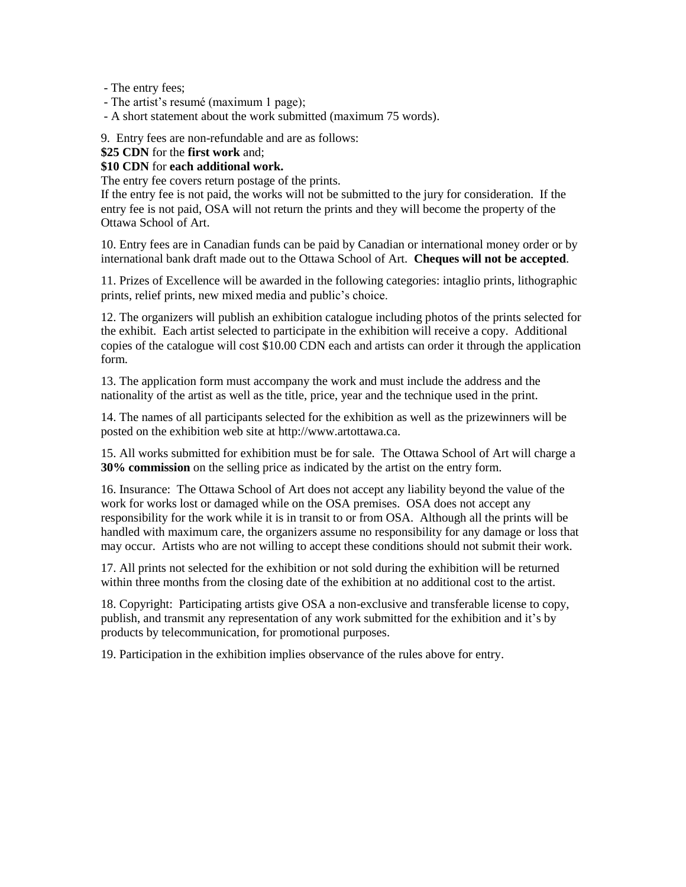- The entry fees;
- The artist's resumé (maximum 1 page);
- A short statement about the work submitted (maximum 75 words).

9. Entry fees are non-refundable and are as follows:
**$25 CDN** for the **first work** and;
**$10 CDN** for **each additional work.**
The entry fee covers return postage of the prints.
If the entry fee is not paid, the works will not be submitted to the jury for consideration. If the entry fee is not paid, OSA will not return the prints and they will become the property of the Ottawa School of Art.

10. Entry fees are in Canadian funds can be paid by Canadian or international money order or by international bank draft made out to the Ottawa School of Art. **Cheques will not be accepted**.

11. Prizes of Excellence will be awarded in the following categories: intaglio prints, lithographic prints, relief prints, new mixed media and public's choice.

12. The organizers will publish an exhibition catalogue including photos of the prints selected for the exhibit. Each artist selected to participate in the exhibition will receive a copy. Additional copies of the catalogue will cost $10.00 CDN each and artists can order it through the application form.

13. The application form must accompany the work and must include the address and the nationality of the artist as well as the title, price, year and the technique used in the print.

14. The names of all participants selected for the exhibition as well as the prizewinners will be posted on the exhibition web site at http://www.artottawa.ca.

15. All works submitted for exhibition must be for sale. The Ottawa School of Art will charge a **30% commission** on the selling price as indicated by the artist on the entry form.

16. Insurance: The Ottawa School of Art does not accept any liability beyond the value of the work for works lost or damaged while on the OSA premises. OSA does not accept any responsibility for the work while it is in transit to or from OSA. Although all the prints will be handled with maximum care, the organizers assume no responsibility for any damage or loss that may occur. Artists who are not willing to accept these conditions should not submit their work.

17. All prints not selected for the exhibition or not sold during the exhibition will be returned within three months from the closing date of the exhibition at no additional cost to the artist.

18. Copyright: Participating artists give OSA a non-exclusive and transferable license to copy, publish, and transmit any representation of any work submitted for the exhibition and it's by products by telecommunication, for promotional purposes.

19. Participation in the exhibition implies observance of the rules above for entry.